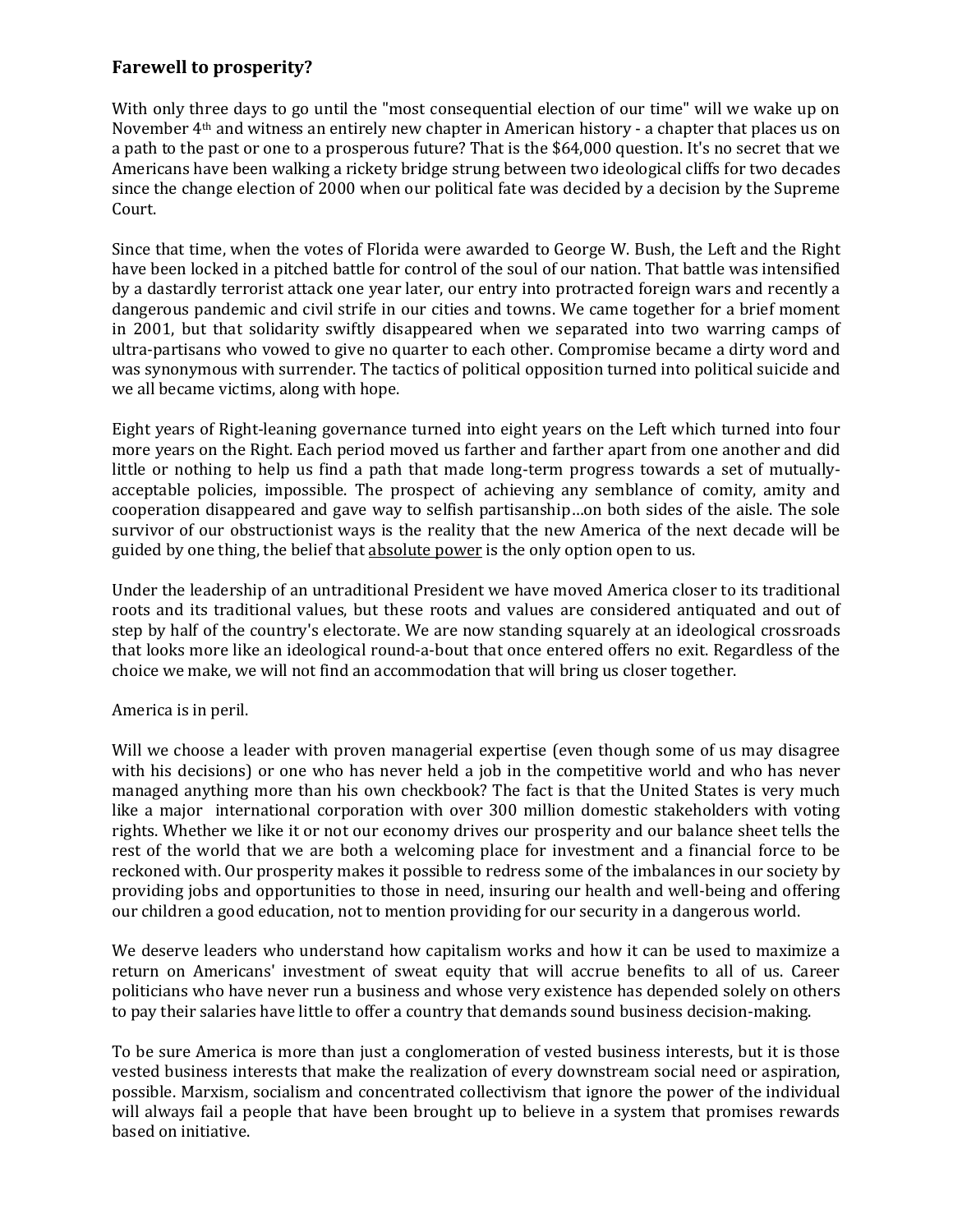## Farewell to prosperity?

With only three days to go until the "most consequential election of our time" will we wake up on November 4th and witness an entirely new chapter in American history - a chapter that places us on a path to the past or one to a prosperous future? That is the $64,000 question. It's no secret that we Americans have been walking a rickety bridge strung between two ideological cliffs for two decades since the change election of 2000 when our political fate was decided by a decision by the Supreme Court.

Since that time, when the votes of Florida were awarded to George W. Bush, the Left and the Right have been locked in a pitched battle for control of the soul of our nation. That battle was intensified by a dastardly terrorist attack one year later, our entry into protracted foreign wars and recently a dangerous pandemic and civil strife in our cities and towns. We came together for a brief moment in 2001, but that solidarity swiftly disappeared when we separated into two warring camps of ultra-partisans who vowed to give no quarter to each other. Compromise became a dirty word and was synonymous with surrender. The tactics of political opposition turned into political suicide and we all became victims, along with hope.

Eight years of Right-leaning governance turned into eight years on the Left which turned into four more years on the Right. Each period moved us farther and farther apart from one another and did little or nothing to help us find a path that made long-term progress towards a set of mutually-acceptable policies, impossible. The prospect of achieving any semblance of comity, amity and cooperation disappeared and gave way to selfish partisanship…on both sides of the aisle. The sole survivor of our obstructionist ways is the reality that the new America of the next decade will be guided by one thing, the belief that <u>absolute power</u> is the only option open to us.

Under the leadership of an untraditional President we have moved America closer to its traditional roots and its traditional values, but these roots and values are considered antiquated and out of step by half of the country's electorate. We are now standing squarely at an ideological crossroads that looks more like an ideological round-a-bout that once entered offers no exit. Regardless of the choice we make, we will not find an accommodation that will bring us closer together.

America is in peril.

Will we choose a leader with proven managerial expertise (even though some of us may disagree with his decisions) or one who has never held a job in the competitive world and who has never managed anything more than his own checkbook? The fact is that the United States is very much like a major international corporation with over 300 million domestic stakeholders with voting rights. Whether we like it or not our economy drives our prosperity and our balance sheet tells the rest of the world that we are both a welcoming place for investment and a financial force to be reckoned with. Our prosperity makes it possible to redress some of the imbalances in our society by providing jobs and opportunities to those in need, insuring our health and well-being and offering our children a good education, not to mention providing for our security in a dangerous world.

We deserve leaders who understand how capitalism works and how it can be used to maximize a return on Americans' investment of sweat equity that will accrue benefits to all of us. Career politicians who have never run a business and whose very existence has depended solely on others to pay their salaries have little to offer a country that demands sound business decision-making.

To be sure America is more than just a conglomeration of vested business interests, but it is those vested business interests that make the realization of every downstream social need or aspiration, possible. Marxism, socialism and concentrated collectivism that ignore the power of the individual will always fail a people that have been brought up to believe in a system that promises rewards based on initiative.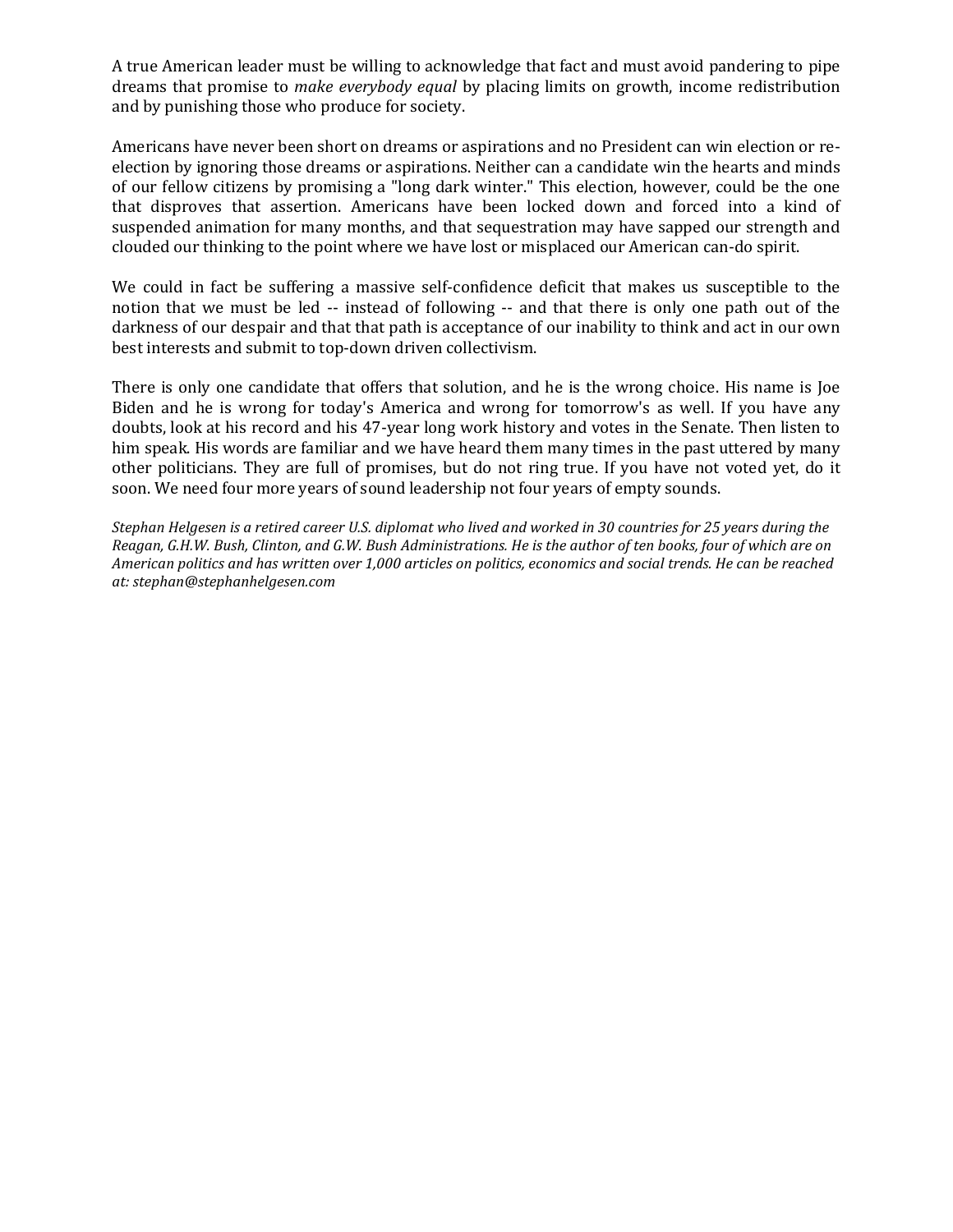A true American leader must be willing to acknowledge that fact and must avoid pandering to pipe dreams that promise to *make everybody equal* by placing limits on growth, income redistribution and by punishing those who produce for society.

Americans have never been short on dreams or aspirations and no President can win election or re-election by ignoring those dreams or aspirations. Neither can a candidate win the hearts and minds of our fellow citizens by promising a "long dark winter." This election, however, could be the one that disproves that assertion. Americans have been locked down and forced into a kind of suspended animation for many months, and that sequestration may have sapped our strength and clouded our thinking to the point where we have lost or misplaced our American can-do spirit.

We could in fact be suffering a massive self-confidence deficit that makes us susceptible to the notion that we must be led -- instead of following -- and that there is only one path out of the darkness of our despair and that that path is acceptance of our inability to think and act in our own best interests and submit to top-down driven collectivism.

There is only one candidate that offers that solution, and he is the wrong choice. His name is Joe Biden and he is wrong for today's America and wrong for tomorrow's as well. If you have any doubts, look at his record and his 47-year long work history and votes in the Senate. Then listen to him speak. His words are familiar and we have heard them many times in the past uttered by many other politicians. They are full of promises, but do not ring true. If you have not voted yet, do it soon. We need four more years of sound leadership not four years of empty sounds.

*Stephan Helgesen is a retired career U.S. diplomat who lived and worked in 30 countries for 25 years during the Reagan, G.H.W. Bush, Clinton, and G.W. Bush Administrations. He is the author of ten books, four of which are on American politics and has written over 1,000 articles on politics, economics and social trends. He can be reached at: stephan@stephanhelgesen.com*